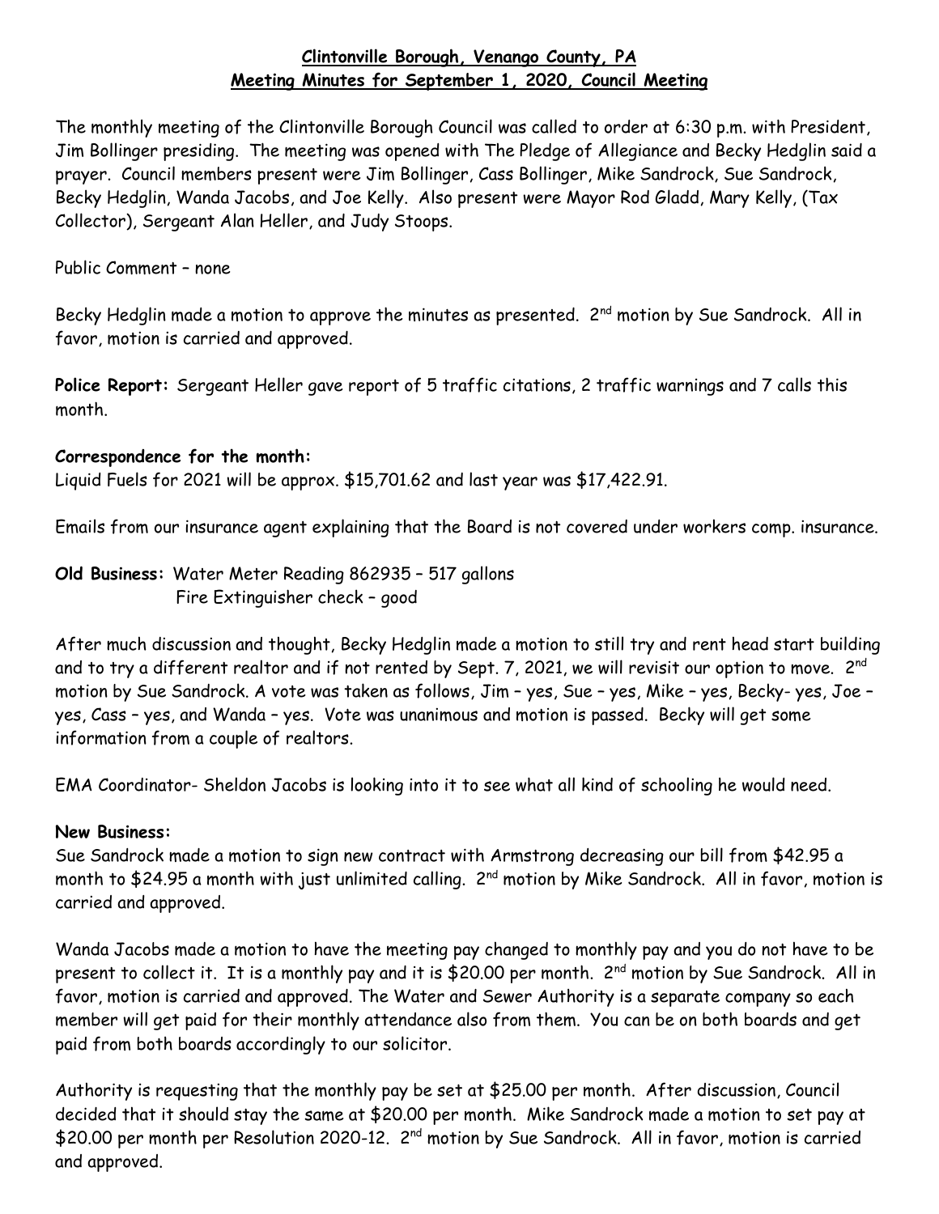**Clintonville Borough, Venango County, PA**
**Meeting Minutes for September 1, 2020, Council Meeting**

The monthly meeting of the Clintonville Borough Council was called to order at 6:30 p.m. with President, Jim Bollinger presiding. The meeting was opened with The Pledge of Allegiance and Becky Hedglin said a prayer. Council members present were Jim Bollinger, Cass Bollinger, Mike Sandrock, Sue Sandrock, Becky Hedglin, Wanda Jacobs, and Joe Kelly. Also present were Mayor Rod Gladd, Mary Kelly, (Tax Collector), Sergeant Alan Heller, and Judy Stoops.

Public Comment – none

Becky Hedglin made a motion to approve the minutes as presented. 2nd motion by Sue Sandrock. All in favor, motion is carried and approved.

**Police Report:** Sergeant Heller gave report of 5 traffic citations, 2 traffic warnings and 7 calls this month.

**Correspondence for the month:**
Liquid Fuels for 2021 will be approx. $15,701.62 and last year was $17,422.91.

Emails from our insurance agent explaining that the Board is not covered under workers comp. insurance.

**Old Business:** Water Meter Reading 862935 – 517 gallons
Fire Extinguisher check – good

After much discussion and thought, Becky Hedglin made a motion to still try and rent head start building and to try a different realtor and if not rented by Sept. 7, 2021, we will revisit our option to move. 2nd motion by Sue Sandrock. A vote was taken as follows, Jim – yes, Sue – yes, Mike – yes, Becky- yes, Joe – yes, Cass – yes, and Wanda – yes. Vote was unanimous and motion is passed. Becky will get some information from a couple of realtors.

EMA Coordinator- Sheldon Jacobs is looking into it to see what all kind of schooling he would need.

**New Business:**
Sue Sandrock made a motion to sign new contract with Armstrong decreasing our bill from $42.95 a month to $24.95 a month with just unlimited calling. 2nd motion by Mike Sandrock. All in favor, motion is carried and approved.

Wanda Jacobs made a motion to have the meeting pay changed to monthly pay and you do not have to be present to collect it. It is a monthly pay and it is $20.00 per month. 2nd motion by Sue Sandrock. All in favor, motion is carried and approved. The Water and Sewer Authority is a separate company so each member will get paid for their monthly attendance also from them. You can be on both boards and get paid from both boards accordingly to our solicitor.

Authority is requesting that the monthly pay be set at $25.00 per month. After discussion, Council decided that it should stay the same at $20.00 per month. Mike Sandrock made a motion to set pay at $20.00 per month per Resolution 2020-12. 2nd motion by Sue Sandrock. All in favor, motion is carried and approved.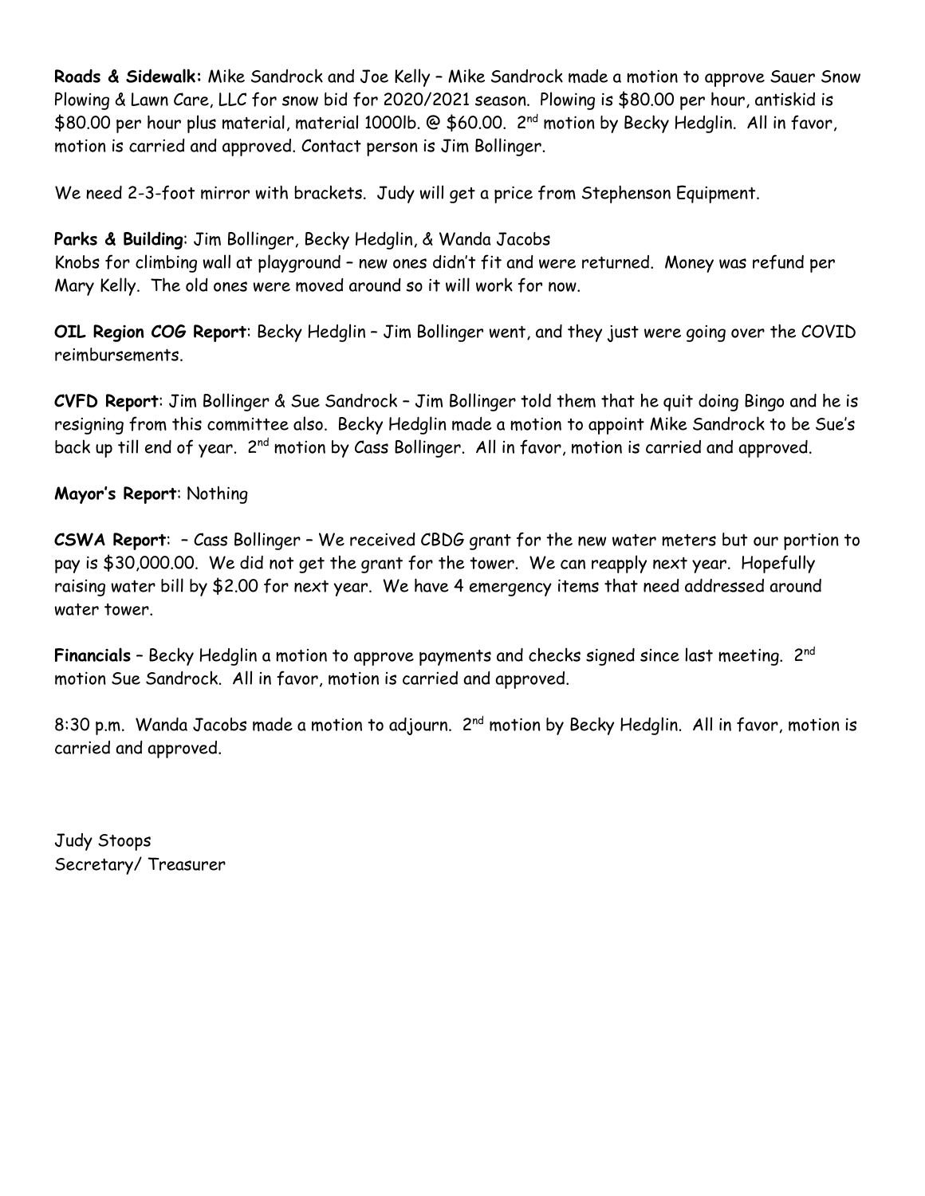**Roads & Sidewalk:** Mike Sandrock and Joe Kelly – Mike Sandrock made a motion to approve Sauer Snow Plowing & Lawn Care, LLC for snow bid for 2020/2021 season. Plowing is $80.00 per hour, antiskid is $80.00 per hour plus material, material 1000lb. @ $60.00. 2nd motion by Becky Hedglin. All in favor, motion is carried and approved. Contact person is Jim Bollinger.

We need 2-3-foot mirror with brackets. Judy will get a price from Stephenson Equipment.

**Parks & Building**: Jim Bollinger, Becky Hedglin, & Wanda Jacobs
Knobs for climbing wall at playground – new ones didn't fit and were returned. Money was refund per Mary Kelly. The old ones were moved around so it will work for now.

**OIL Region COG Report**: Becky Hedglin – Jim Bollinger went, and they just were going over the COVID reimbursements.

**CVFD Report**: Jim Bollinger & Sue Sandrock – Jim Bollinger told them that he quit doing Bingo and he is resigning from this committee also. Becky Hedglin made a motion to appoint Mike Sandrock to be Sue's back up till end of year. 2nd motion by Cass Bollinger. All in favor, motion is carried and approved.

**Mayor's Report**: Nothing

**CSWA Report**: – Cass Bollinger – We received CBDG grant for the new water meters but our portion to pay is $30,000.00. We did not get the grant for the tower. We can reapply next year. Hopefully raising water bill by $2.00 for next year. We have 4 emergency items that need addressed around water tower.

**Financials** – Becky Hedglin a motion to approve payments and checks signed since last meeting. 2nd motion Sue Sandrock. All in favor, motion is carried and approved.

8:30 p.m. Wanda Jacobs made a motion to adjourn. 2nd motion by Becky Hedglin. All in favor, motion is carried and approved.

Judy Stoops
Secretary/ Treasurer